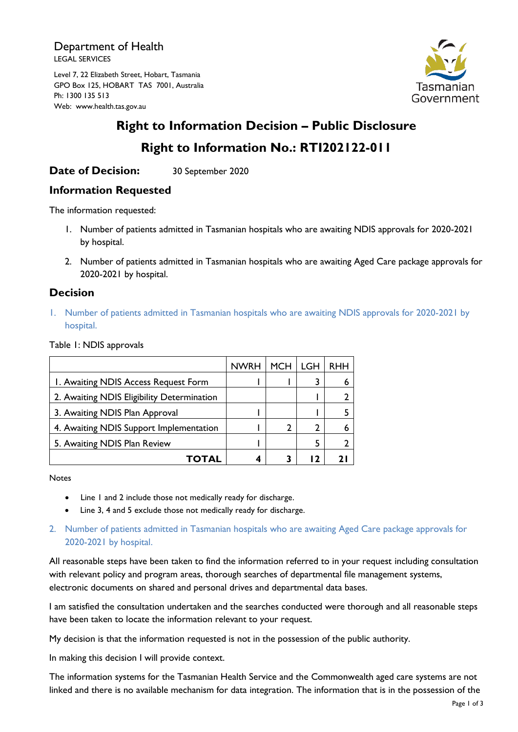Department of Health
LEGAL SERVICES

Level 7, 22 Elizabeth Street, Hobart, Tasmania
GPO Box 125, HOBART TAS 7001, Australia
Ph: 1300 135 513
Web: www.health.tas.gov.au

Tasmanian Government

# Right to Information Decision – Public Disclosure

# Right to Information No.: RTI202122-011

**Date of Decision:** 30 September 2020

## Information Requested

The information requested:

1. Number of patients admitted in Tasmanian hospitals who are awaiting NDIS approvals for 2020-2021 by hospital.
2. Number of patients admitted in Tasmanian hospitals who are awaiting Aged Care package approvals for 2020-2021 by hospital.

## Decision

1. Number of patients admitted in Tasmanian hospitals who are awaiting NDIS approvals for 2020-2021 by hospital.

Table 1: NDIS approvals

| | NWRH | MCH | LGH | RHH |
|---|---|---|---|---|
| 1. Awaiting NDIS Access Request Form | 1 | 1 | 3 | 6 |
| 2. Awaiting NDIS Eligibility Determination | | | 1 | 2 |
| 3. Awaiting NDIS Plan Approval | 1 | | 1 | 5 |
| 4. Awaiting NDIS Support Implementation | 1 | 2 | 2 | 6 |
| 5. Awaiting NDIS Plan Review | 1 | | 5 | 2 |
| **TOTAL** | **4** | **3** | **12** | **21** |

Notes

- Line 1 and 2 include those not medically ready for discharge.
- Line 3, 4 and 5 exclude those not medically ready for discharge.

2. Number of patients admitted in Tasmanian hospitals who are awaiting Aged Care package approvals for 2020-2021 by hospital.

All reasonable steps have been taken to find the information referred to in your request including consultation with relevant policy and program areas, thorough searches of departmental file management systems, electronic documents on shared and personal drives and departmental data bases.

I am satisfied the consultation undertaken and the searches conducted were thorough and all reasonable steps have been taken to locate the information relevant to your request.

My decision is that the information requested is not in the possession of the public authority.

In making this decision I will provide context.

The information systems for the Tasmanian Health Service and the Commonwealth aged care systems are not linked and there is no available mechanism for data integration. The information that is in the possession of the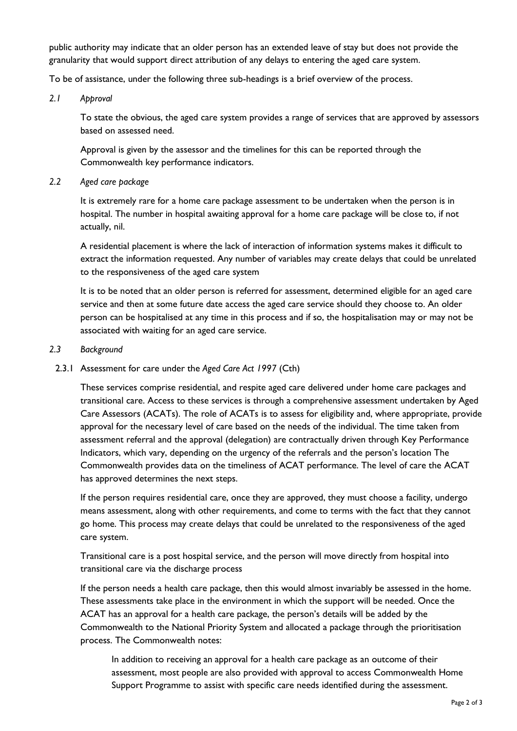public authority may indicate that an older person has an extended leave of stay but does not provide the granularity that would support direct attribution of any delays to entering the aged care system.

To be of assistance, under the following three sub-headings is a brief overview of the process.

### *2.1 Approval*

To state the obvious, the aged care system provides a range of services that are approved by assessors based on assessed need.

Approval is given by the assessor and the timelines for this can be reported through the Commonwealth key performance indicators.

### *2.2 Aged care package*

It is extremely rare for a home care package assessment to be undertaken when the person is in hospital. The number in hospital awaiting approval for a home care package will be close to, if not actually, nil.

A residential placement is where the lack of interaction of information systems makes it difficult to extract the information requested. Any number of variables may create delays that could be unrelated to the responsiveness of the aged care system

It is to be noted that an older person is referred for assessment, determined eligible for an aged care service and then at some future date access the aged care service should they choose to. An older person can be hospitalised at any time in this process and if so, the hospitalisation may or may not be associated with waiting for an aged care service.

### *2.3 Background*

#### 2.3.1 Assessment for care under the *Aged Care Act 1997* (Cth)

These services comprise residential, and respite aged care delivered under home care packages and transitional care. Access to these services is through a comprehensive assessment undertaken by Aged Care Assessors (ACATs). The role of ACATs is to assess for eligibility and, where appropriate, provide approval for the necessary level of care based on the needs of the individual. The time taken from assessment referral and the approval (delegation) are contractually driven through Key Performance Indicators, which vary, depending on the urgency of the referrals and the person's location The Commonwealth provides data on the timeliness of ACAT performance. The level of care the ACAT has approved determines the next steps.

If the person requires residential care, once they are approved, they must choose a facility, undergo means assessment, along with other requirements, and come to terms with the fact that they cannot go home. This process may create delays that could be unrelated to the responsiveness of the aged care system.

Transitional care is a post hospital service, and the person will move directly from hospital into transitional care via the discharge process

If the person needs a health care package, then this would almost invariably be assessed in the home. These assessments take place in the environment in which the support will be needed. Once the ACAT has an approval for a health care package, the person's details will be added by the Commonwealth to the National Priority System and allocated a package through the prioritisation process. The Commonwealth notes:

> In addition to receiving an approval for a health care package as an outcome of their assessment, most people are also provided with approval to access Commonwealth Home Support Programme to assist with specific care needs identified during the assessment.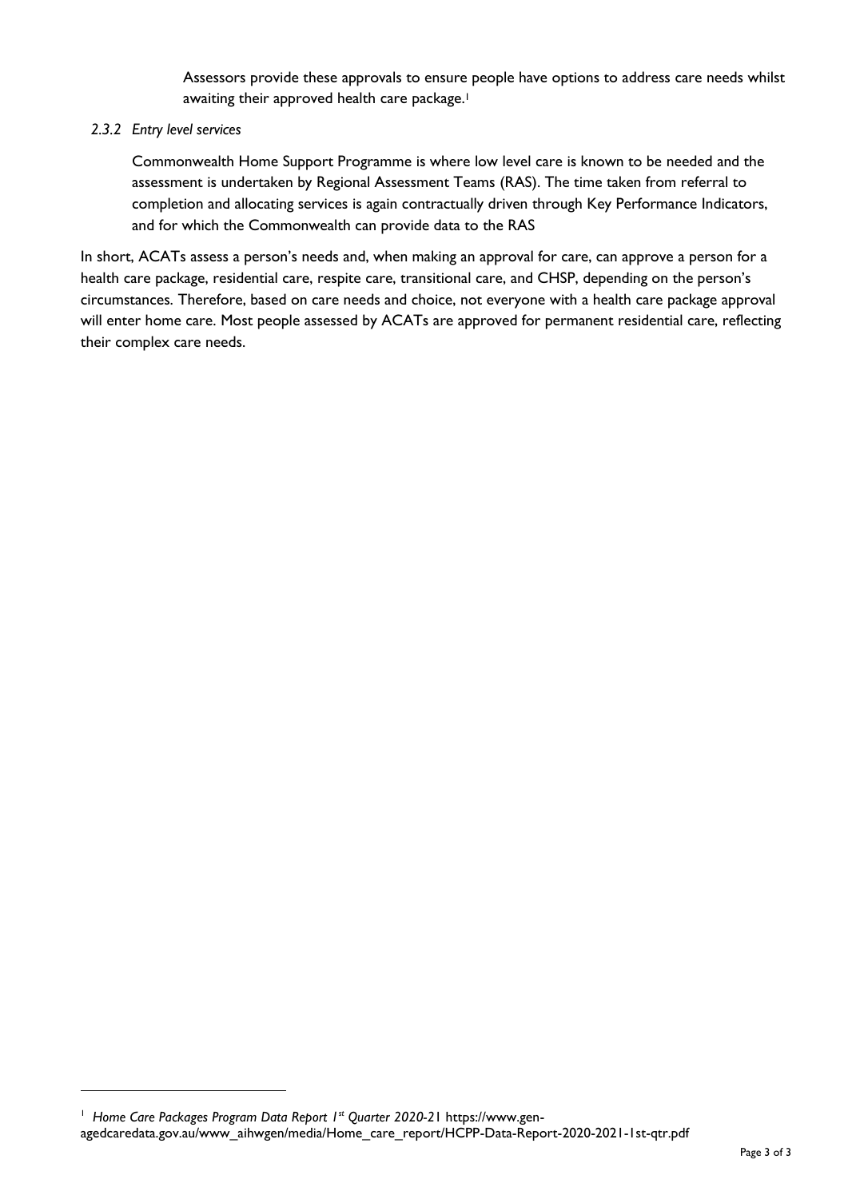Assessors provide these approvals to ensure people have options to address care needs whilst awaiting their approved health care package.[1]

*2.3.2 Entry level services*

Commonwealth Home Support Programme is where low level care is known to be needed and the assessment is undertaken by Regional Assessment Teams (RAS). The time taken from referral to completion and allocating services is again contractually driven through Key Performance Indicators, and for which the Commonwealth can provide data to the RAS

In short, ACATs assess a person's needs and, when making an approval for care, can approve a person for a health care package, residential care, respite care, transitional care, and CHSP, depending on the person's circumstances. Therefore, based on care needs and choice, not everyone with a health care package approval will enter home care. Most people assessed by ACATs are approved for permanent residential care, reflecting their complex care needs.

---

[1] *Home Care Packages Program Data Report 1st Quarter 2020-21* https://www.gen-agedcaredata.gov.au/www_aihwgen/media/Home_care_report/HCPP-Data-Report-2020-2021-1st-qtr.pdf